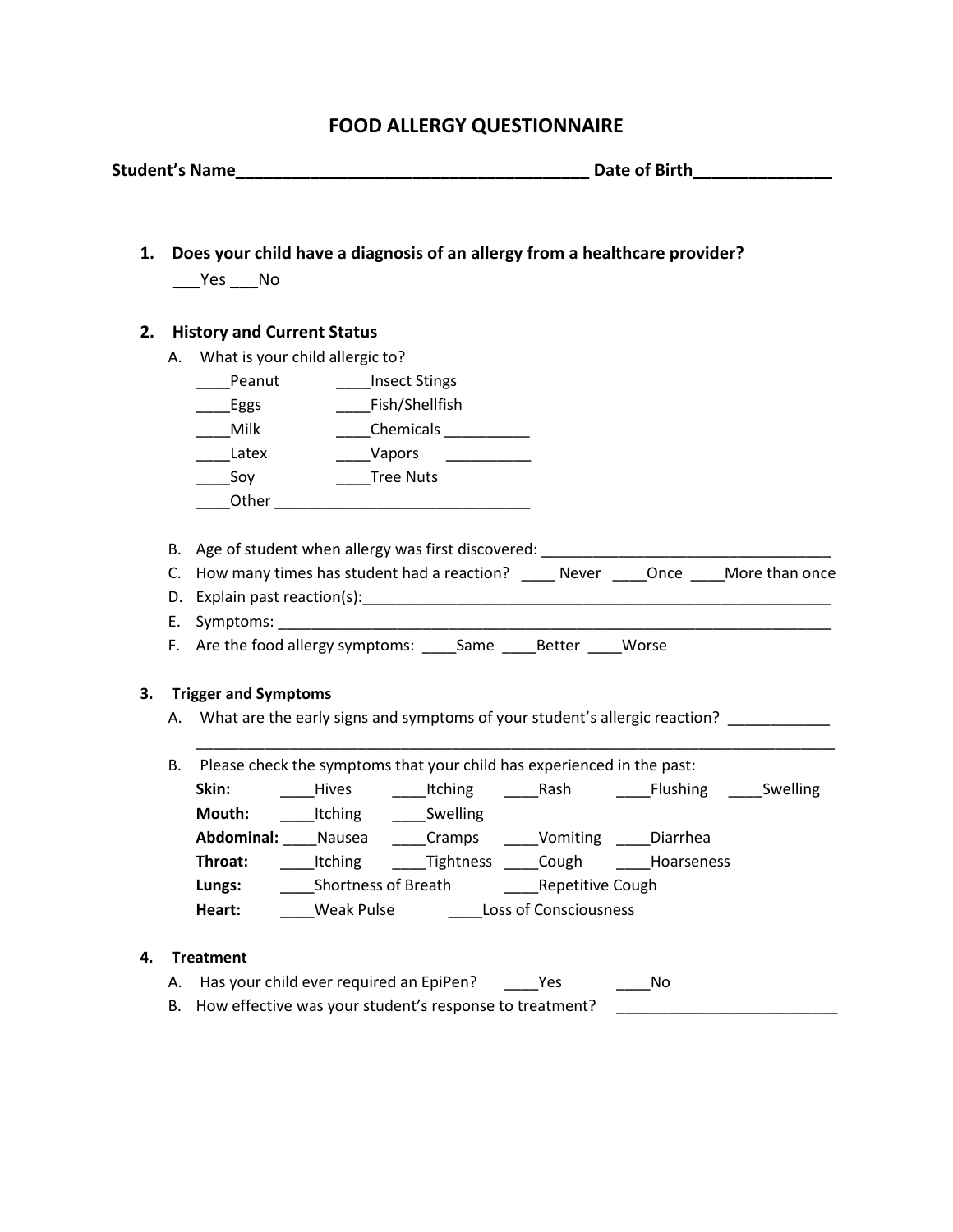# FOOD ALLERGY QUESTIONNAIRE

**Student's Name**_______________________________________ **Date of Birth**_______________

1. **Does your child have a diagnosis of an allergy from a healthcare provider?**
   ___Yes ___No

2. **History and Current Status**
   A. What is your child allergic to?
   ____Peanut ____Insect Stings
   ____Eggs ____Fish/Shellfish
   ____Milk ____Chemicals __________
   ____Latex ____Vapors __________
   ____Soy ____Tree Nuts
   ____Other ______________________________

   B. Age of student when allergy was first discovered: __________________________________
   C. How many times has student had a reaction? ____ Never ____Once ____More than once
   D. Explain past reaction(s):_________________________________________________________
   E. Symptoms: _________________________________________________________________
   F. Are the food allergy symptoms: ____Same ____Better ____Worse

3. **Trigger and Symptoms**
   A. What are the early signs and symptoms of your student's allergic reaction? ____________
   ______________________________________________________________________________
   B. Please check the symptoms that your child has experienced in the past:
   **Skin:** ____Hives ____Itching ____Rash ____Flushing ____Swelling
   **Mouth:** ____Itching ____Swelling
   **Abdominal:** ____Nausea ____Cramps ____Vomiting ____Diarrhea
   **Throat:** ____Itching ____Tightness ____Cough ____Hoarseness
   **Lungs:** ____Shortness of Breath ____Repetitive Cough
   **Heart:** ____Weak Pulse ____Loss of Consciousness

4. **Treatment**
   A. Has your child ever required an EpiPen? ____Yes ____No
   B. How effective was your student's response to treatment? __________________________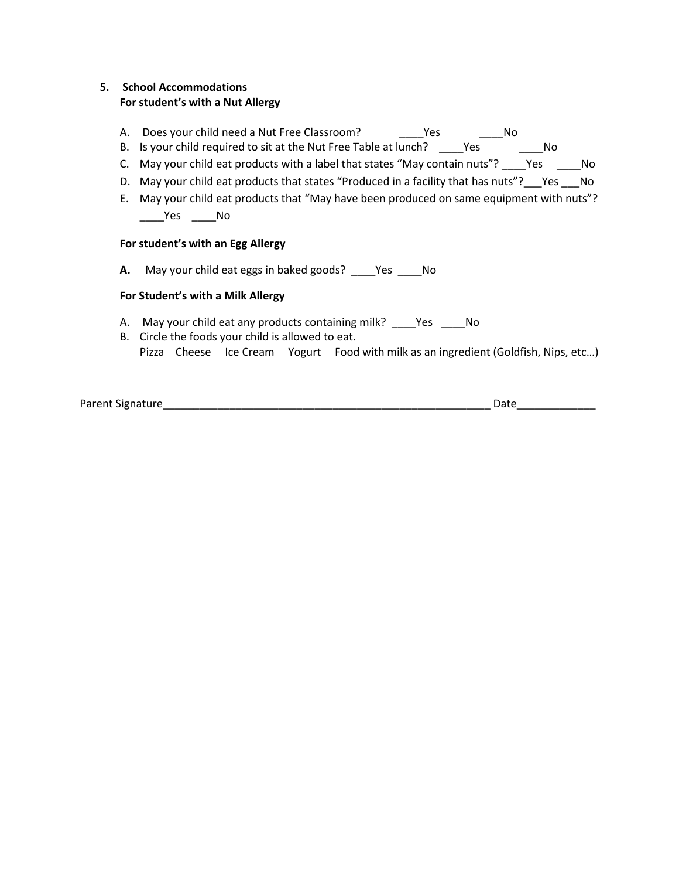**5. School Accommodations**

**For student's with a Nut Allergy**

A. Does your child need a Nut Free Classroom? ____Yes ____No
B. Is your child required to sit at the Nut Free Table at lunch? ____Yes ____No
C. May your child eat products with a label that states "May contain nuts"? ____Yes ____No
D. May your child eat products that states "Produced in a facility that has nuts"?___Yes ___No
E. May your child eat products that "May have been produced on same equipment with nuts"? ____Yes ____No

**For student's with an Egg Allergy**

**A.** May your child eat eggs in baked goods? ____Yes ____No

**For Student's with a Milk Allergy**

A. May your child eat any products containing milk? ____Yes ____No
B. Circle the foods your child is allowed to eat.
Pizza Cheese Ice Cream Yogurt Food with milk as an ingredient (Goldfish, Nips, etc…)

Parent Signature________________________________________________________ Date_____________